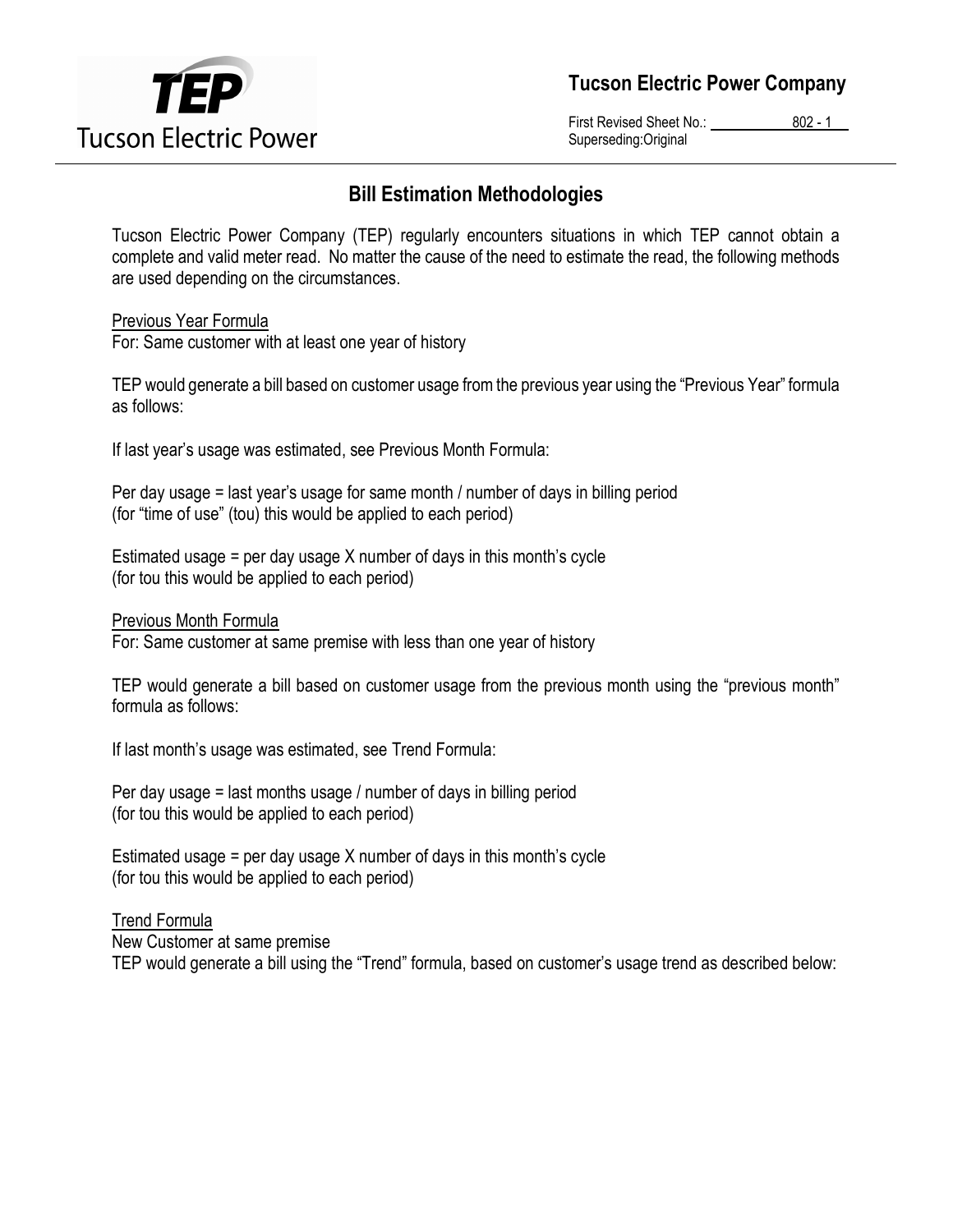**Tucson Electric Power Company**

First Revised Sheet No.: 802 - 1
Superseding: Original

## Bill Estimation Methodologies

Tucson Electric Power Company (TEP) regularly encounters situations in which TEP cannot obtain a complete and valid meter read. No matter the cause of the need to estimate the read, the following methods are used depending on the circumstances.

<u>Previous Year Formula</u>
For: Same customer with at least one year of history

TEP would generate a bill based on customer usage from the previous year using the "Previous Year" formula as follows:

If last year's usage was estimated, see Previous Month Formula:

Per day usage = last year's usage for same month / number of days in billing period
(for "time of use" (tou) this would be applied to each period)

Estimated usage = per day usage X number of days in this month's cycle
(for tou this would be applied to each period)

<u>Previous Month Formula</u>
For: Same customer at same premise with less than one year of history

TEP would generate a bill based on customer usage from the previous month using the "previous month" formula as follows:

If last month's usage was estimated, see Trend Formula:

Per day usage = last months usage / number of days in billing period
(for tou this would be applied to each period)

Estimated usage = per day usage X number of days in this month's cycle
(for tou this would be applied to each period)

<u>Trend Formula</u>
New Customer at same premise
TEP would generate a bill using the "Trend" formula, based on customer's usage trend as described below: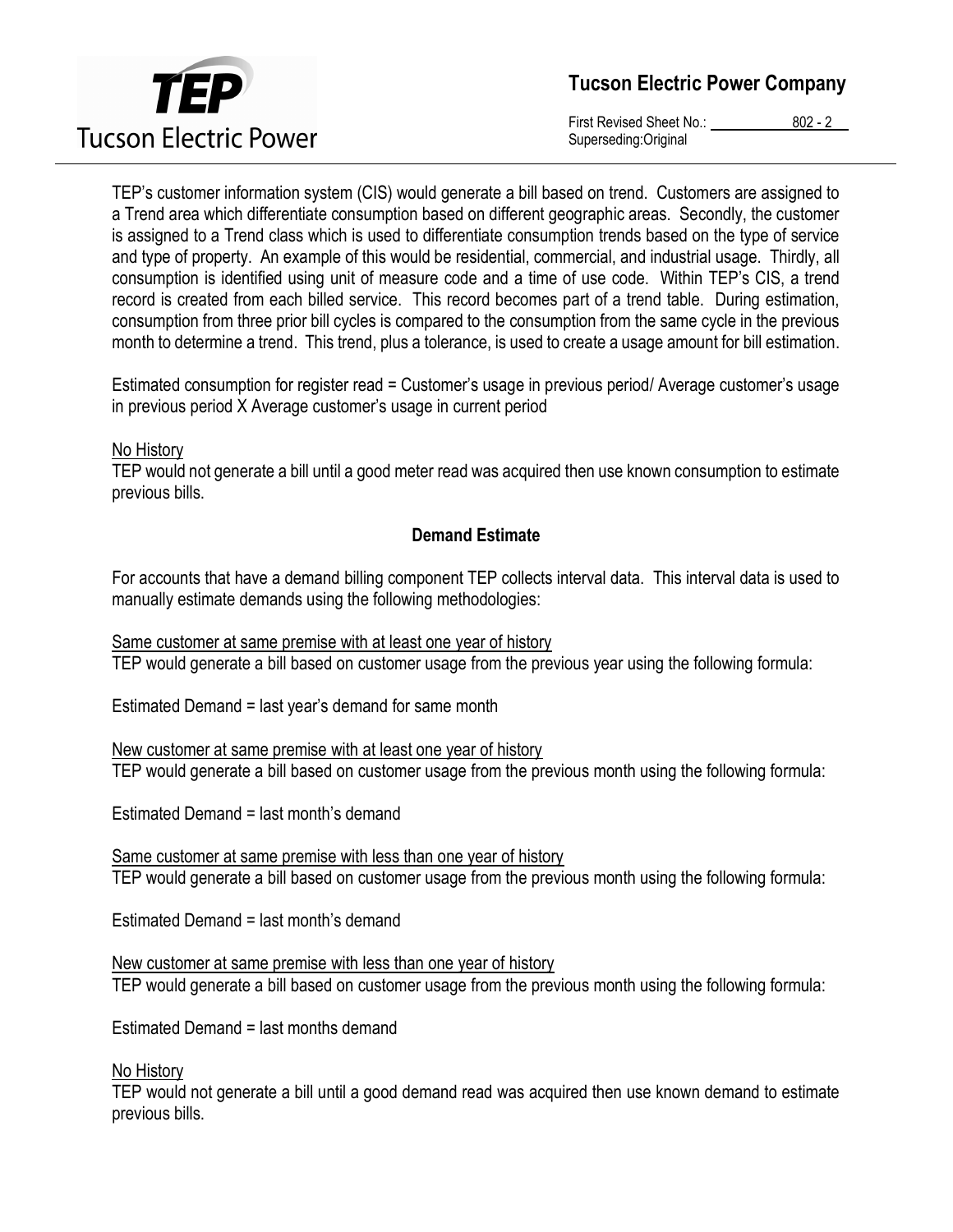TEP's customer information system (CIS) would generate a bill based on trend. Customers are assigned to a Trend area which differentiate consumption based on different geographic areas. Secondly, the customer is assigned to a Trend class which is used to differentiate consumption trends based on the type of service and type of property. An example of this would be residential, commercial, and industrial usage. Thirdly, all consumption is identified using unit of measure code and a time of use code. Within TEP's CIS, a trend record is created from each billed service. This record becomes part of a trend table. During estimation, consumption from three prior bill cycles is compared to the consumption from the same cycle in the previous month to determine a trend. This trend, plus a tolerance, is used to create a usage amount for bill estimation.

Estimated consumption for register read = Customer's usage in previous period/ Average customer's usage in previous period X Average customer's usage in current period

No History

TEP would not generate a bill until a good meter read was acquired then use known consumption to estimate previous bills.

## Demand Estimate

For accounts that have a demand billing component TEP collects interval data. This interval data is used to manually estimate demands using the following methodologies:

Same customer at same premise with at least one year of history

TEP would generate a bill based on customer usage from the previous year using the following formula:

Estimated Demand = last year's demand for same month

New customer at same premise with at least one year of history

TEP would generate a bill based on customer usage from the previous month using the following formula:

Estimated Demand = last month's demand

Same customer at same premise with less than one year of history

TEP would generate a bill based on customer usage from the previous month using the following formula:

Estimated Demand = last month's demand

New customer at same premise with less than one year of history

TEP would generate a bill based on customer usage from the previous month using the following formula:

Estimated Demand = last months demand

No History

TEP would not generate a bill until a good demand read was acquired then use known demand to estimate previous bills.